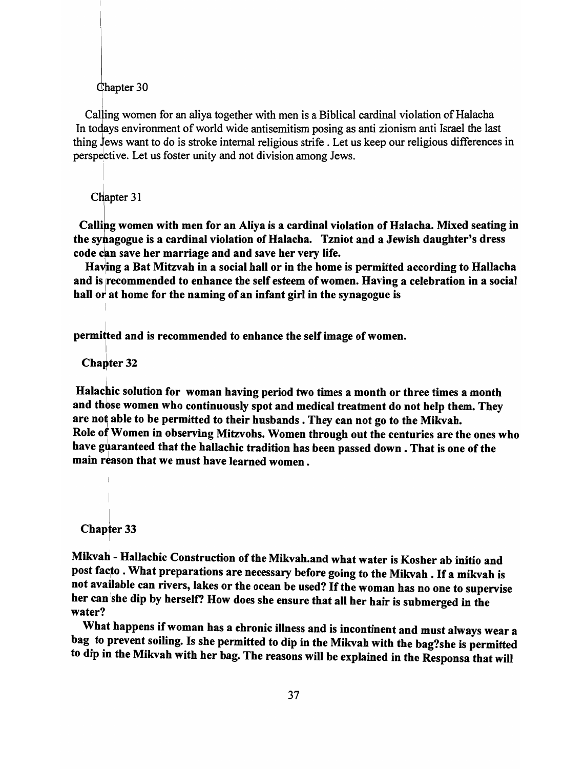Chapter 30

Calling women for an aliya together with men is a Biblical cardinal violation of Halacha In todays environment of world wide antisemitism posing as anti zionism anti Israel the last thing Jews want to do is stroke internal religious strife . Let us keep our religious differences in perspective. Let us foster unity and not division among Jews.

Chapter 31

**Calling women with men for an Aliya is a cardinal violation of Halacha. Mixed seating in the synagogue is a cardinal violation of Halacha. Tzniot and a Jewish daughter's dress code can save her marriage and and save her very life.**

**Having a Bat Mitzvah in a social hall or in the home is permitted according to Hallacha and is recommended to enhance the self esteem of women. Having a celebration in a social hall or at home for the naming of an infant girl in the synagogue is**

**permitted and is recommended to enhance the self image of women.**

**Chapter 32**

**Halachic solution for woman having period two times a month or three times a month and those women who continuously spot and medical treatment do not help them. They are not able to be permitted to their husbands . They can not go to the Mikvah. Role of Women in observing Mitzvohs. Women through out the centuries are the ones who have guaranteed that the hallachic tradition has been passed down . That is one of the main reason that we must have learned women .**

**Chapter 33**

**Mikvah - Hallachic Construction of the Mikvah.and what water is Kosher ab initio and post facto . What preparations are necessary before going to the Mikvah . If a mikvah is not available can rivers, lakes or the ocean be used? If the woman has no one to supervise her can she dip by herself? How does she ensure that all her hair is submerged in the water?**

**What happens if woman has a chronic illness and is incontinent and must always wear a bag to prevent soiling. Is she permitted to dip in the Mikvah with the bag?she is permitted to dip in the Mikvah with her bag. The reasons will be explained in the Responsa that will**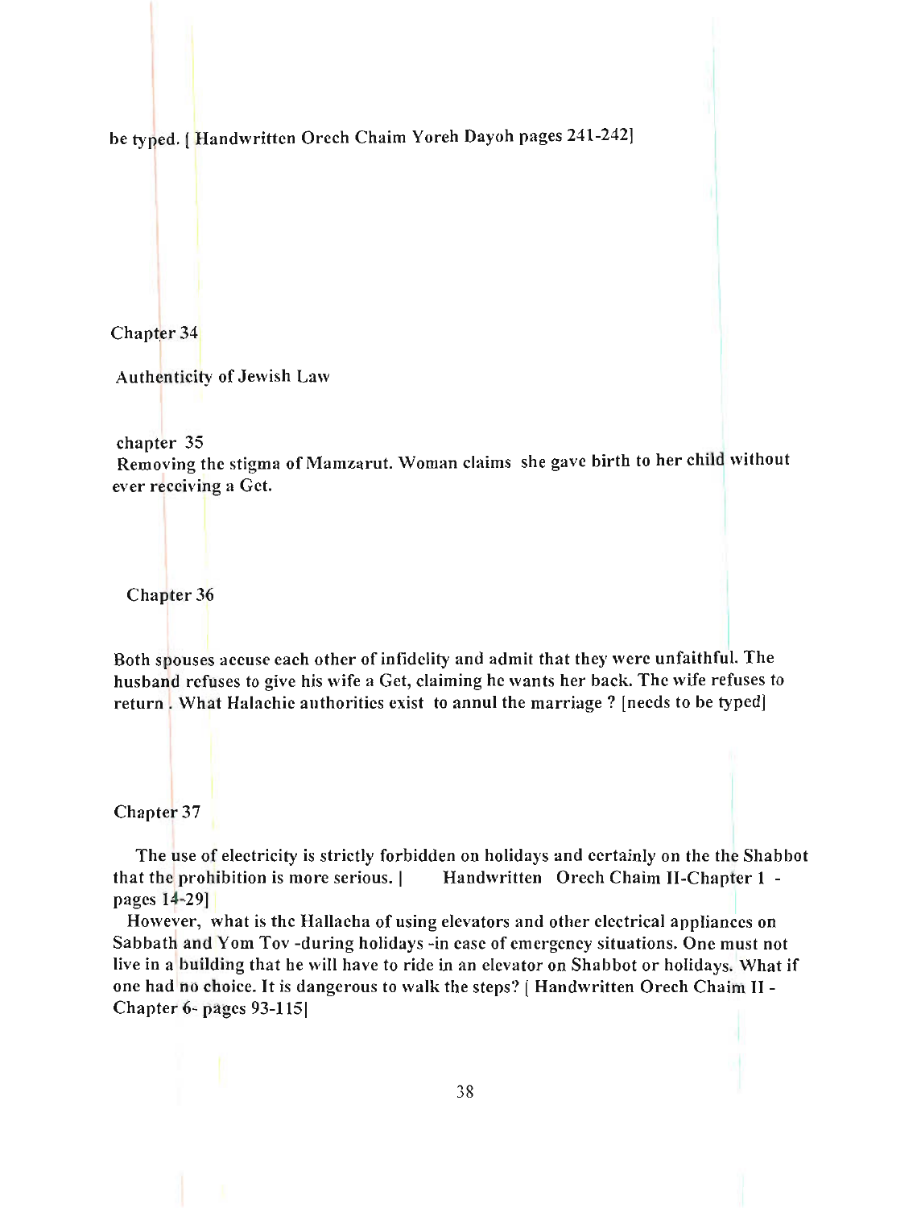be typed. [ Handwritten Orech Chaim Yoreh Dayoh pages 241-242]

Chapter 34

Authenticity of Jewish Law

chapter 35

Removing the stigma of Mamzarut. Woman claims she gave birth to her child without ever receiving a Get.

Chapter 36

Both spouses accuse each other of infidelity and admit that they were unfaithful. The husband refuses to give his wife a Get, claiming he wants her back. The wife refuses to return . What Halachic authorities exist to annul the marriage ? [needs to be typed]

Chapter 37

The use of electricity is strictly forbidden on holidays and certainly on the the Shabbot that the prohibition is more serious. | Handwritten Orech Chaim II-Chapter 1 - pages 14-29]

However, what is the Hallacha of using elevators and other electrical appliances on Sabbath and Yom Tov -during holidays -in case of emergency situations. One must not live in a building that he will have to ride in an elevator on Shabbot or holidays. What if one had no choice. It is dangerous to walk the steps? [ Handwritten Orech Chaim II - Chapter 6- pages 93-115|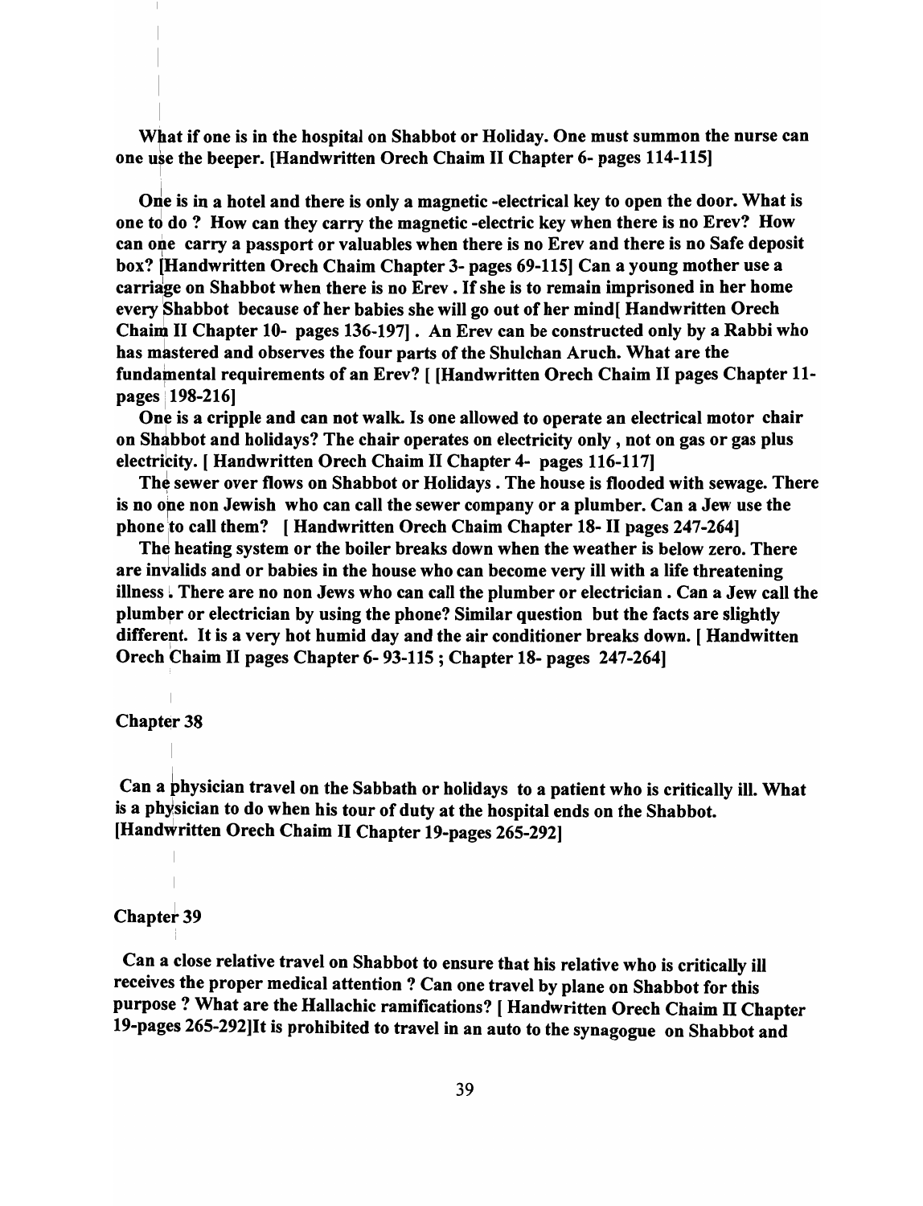**What if one is in the hospital on Shabbot or Holiday. One must summon the nurse can one use the beeper. [Handwritten Orech Chaim II Chapter 6- pages 114-115]**

**One is in a hotel and there is only a magnetic -electrical key to open the door. What is one to do ? How can they carry the magnetic -electric key when there is no Erev? How can one carry a passport or valuables when there is no Erev and there is no Safe deposit box? [Handwritten Orech Chaim Chapter 3- pages 69-115] Can a young mother use a carriage on Shabbot when there is no Erev . If she is to remain imprisoned in her home every Shabbot because of her babies she will go out of her mind[ Handwritten Orech Chaim II Chapter 10- pages 136-197] . An Erev can be constructed only by a Rabbi who has mastered and observes the four parts of the Shulchan Aruch. What are the fundamental requirements of an Erev? [ [Handwritten Orech Chaim II pages Chapter 11- pages 198-216]**

**One is a cripple and can not walk. Is one allowed to operate an electrical motor chair on Shabbot and holidays? The chair operates on electricity only , not on gas or gas plus electricity. [ Handwritten Orech Chaim II Chapter 4- pages 116-117]**

**The sewer over flows on Shabbot or Holidays . The house is flooded with sewage. There is no one non Jewish who can call the sewer company or a plumber. Can a Jew use the phone to call them? [ Handwritten Orech Chaim Chapter 18- II pages 247-264]**

**The heating system or the boiler breaks down when the weather is below zero. There are invalids and or babies in the house who can become very ill with a life threatening illness . There are no non Jews who can call the plumber or electrician . Can a Jew call the plumber or electrician by using the phone? Similar question but the facts are slightly different. It is a very hot humid day and the air conditioner breaks down. [ Handwitten Orech Chaim II pages Chapter 6- 93-115 ; Chapter 18- pages 247-264]**

## Chapter 38

**Can a physician travel on the Sabbath or holidays to a patient who is critically ill. What is a physician to do when his tour of duty at the hospital ends on the Shabbot. [Handwritten Orech Chaim II Chapter 19-pages 265-292]**

## Chapter 39

**Can a close relative travel on Shabbot to ensure that his relative who is critically ill receives the proper medical attention ? Can one travel by plane on Shabbot for this purpose ? What are the Hallachic ramifications? [ Handwritten Orech Chaim II Chapter 19-pages 265-292]It is prohibited to travel in an auto to the synagogue on Shabbot and**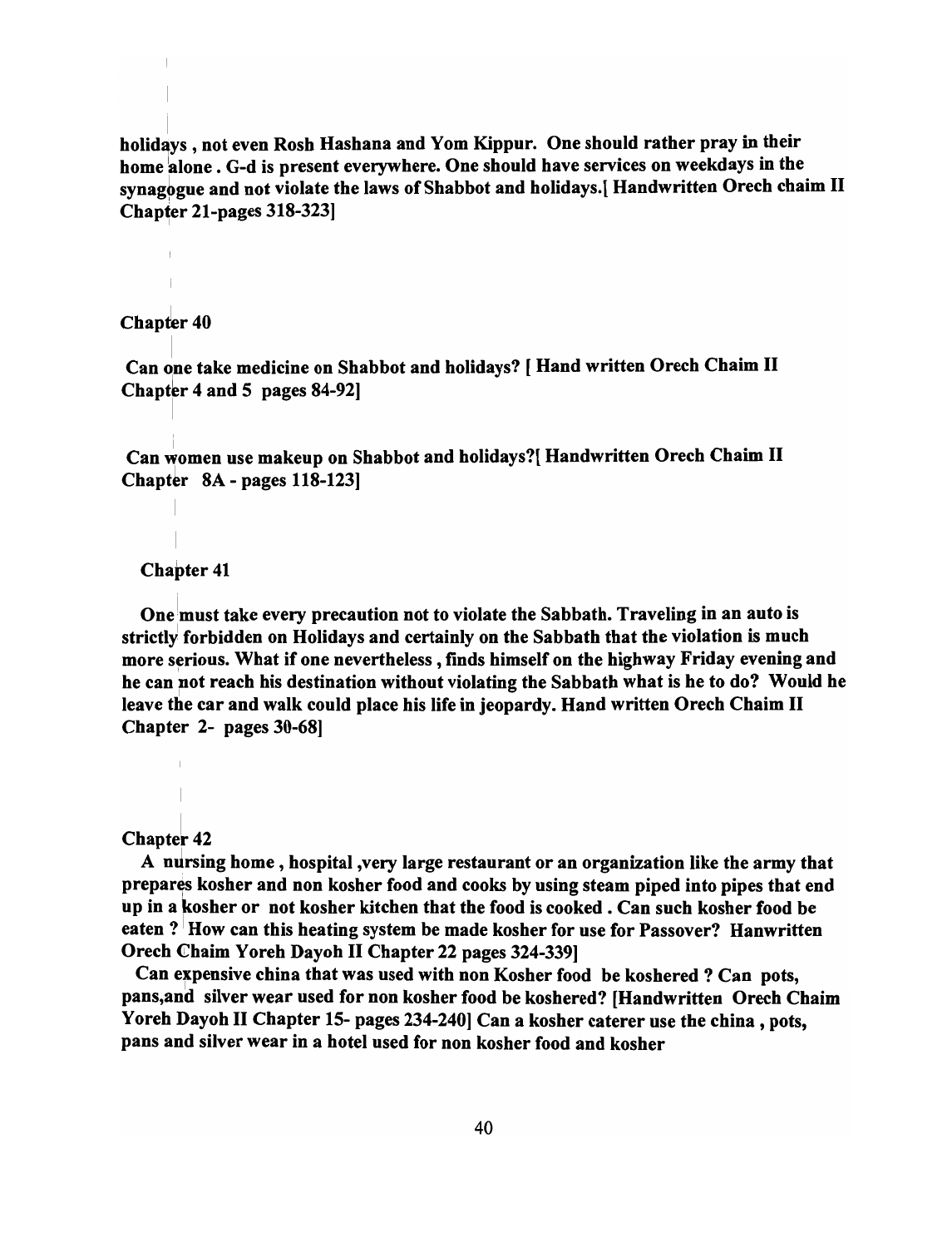holidays , not even Rosh Hashana and Yom Kippur. One should rather pray in their home alone . G-d is present everywhere. One should have services on weekdays in the synagogue and not violate the laws of Shabbot and holidays.[ Handwritten Orech chaim II Chapter 21-pages 318-323]

## Chapter 40

Can one take medicine on Shabbot and holidays? [ Hand written Orech Chaim II Chapter 4 and 5 pages 84-92]

Can women use makeup on Shabbot and holidays?[ Handwritten Orech Chaim II Chapter 8A - pages 118-123]

## Chapter 41

One must take every precaution not to violate the Sabbath. Traveling in an auto is strictly forbidden on Holidays and certainly on the Sabbath that the violation is much more serious. What if one nevertheless , finds himself on the highway Friday evening and he can not reach his destination without violating the Sabbath what is he to do? Would he leave the car and walk could place his life in jeopardy. Hand written Orech Chaim II Chapter 2- pages 30-68]

## Chapter 42

A nursing home , hospital ,very large restaurant or an organization like the army that prepares kosher and non kosher food and cooks by using steam piped into pipes that end up in a kosher or not kosher kitchen that the food is cooked . Can such kosher food be eaten ? How can this heating system be made kosher for use for Passover? Hanwritten Orech Chaim Yoreh Dayoh II Chapter 22 pages 324-339]

Can expensive china that was used with non Kosher food be koshered ? Can pots, pans,and silver wear used for non kosher food be koshered? [Handwritten Orech Chaim Yoreh Dayoh II Chapter 15- pages 234-240] Can a kosher caterer use the china , pots, pans and silver wear in a hotel used for non kosher food and kosher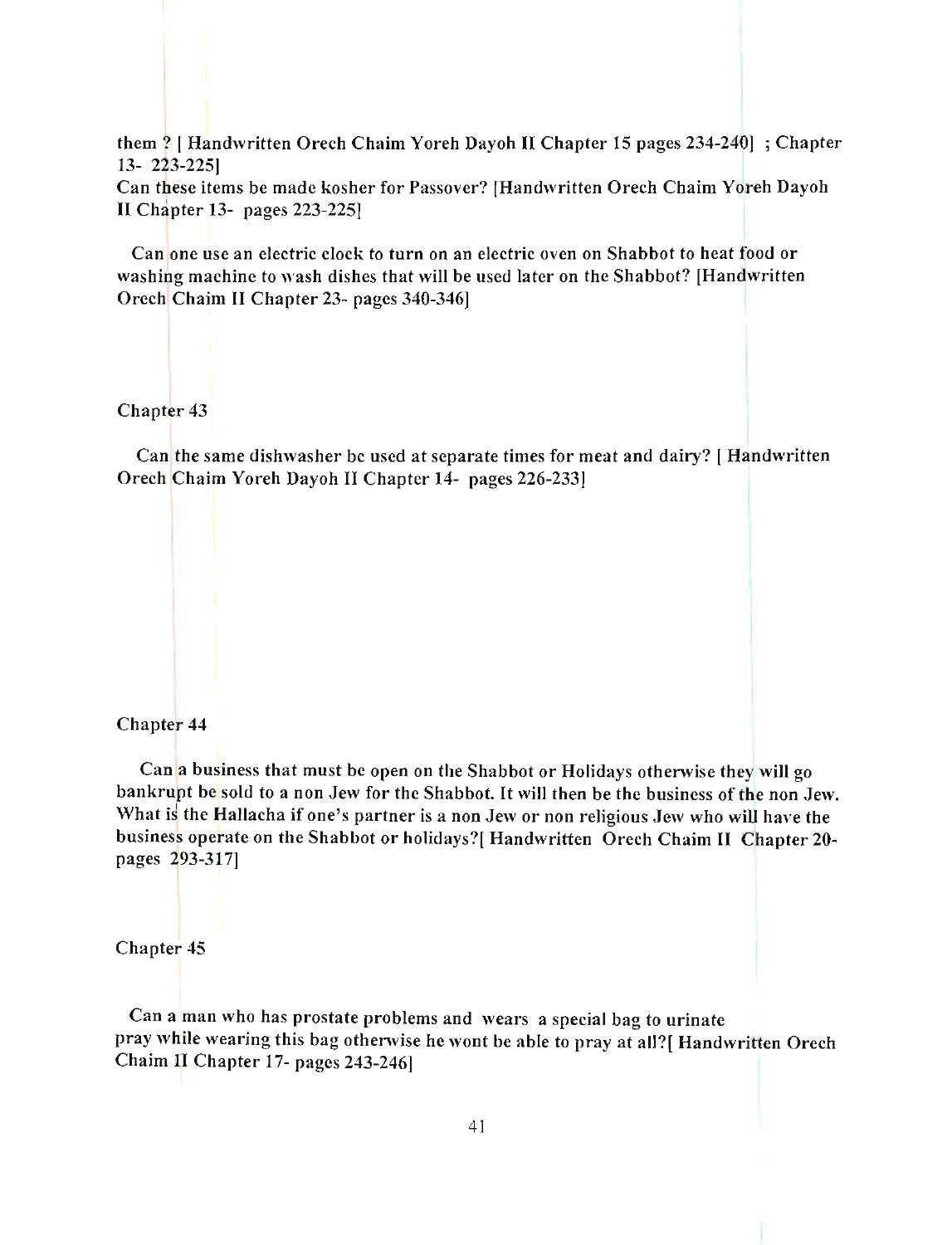them ? [ Handwritten Orech Chaim Yoreh Dayoh II Chapter 15 pages 234-240] ; Chapter 13- 223-225]
Can these items be made kosher for Passover? [Handwritten Orech Chaim Yoreh Dayoh II Chapter 13- pages 223-225]

Can one use an electric clock to turn on an electric oven on Shabbot to heat food or washing machine to wash dishes that will be used later on the Shabbot? [Handwritten Orech Chaim II Chapter 23- pages 340-346]

Chapter 43

Can the same dishwasher be used at separate times for meat and dairy? [ Handwritten Orech Chaim Yoreh Dayoh II Chapter 14- pages 226-233]

Chapter 44

Can a business that must be open on the Shabbot or Holidays otherwise they will go bankrupt be sold to a non Jew for the Shabbot. It will then be the business of the non Jew. What is the Hallacha if one's partner is a non Jew or non religious Jew who will have the business operate on the Shabbot or holidays?[ Handwritten Orech Chaim II Chapter 20- pages 293-317]

Chapter 45

Can a man who has prostate problems and wears a special bag to urinate pray while wearing this bag otherwise he wont be able to pray at all?[ Handwritten Orech Chaim II Chapter 17- pages 243-246]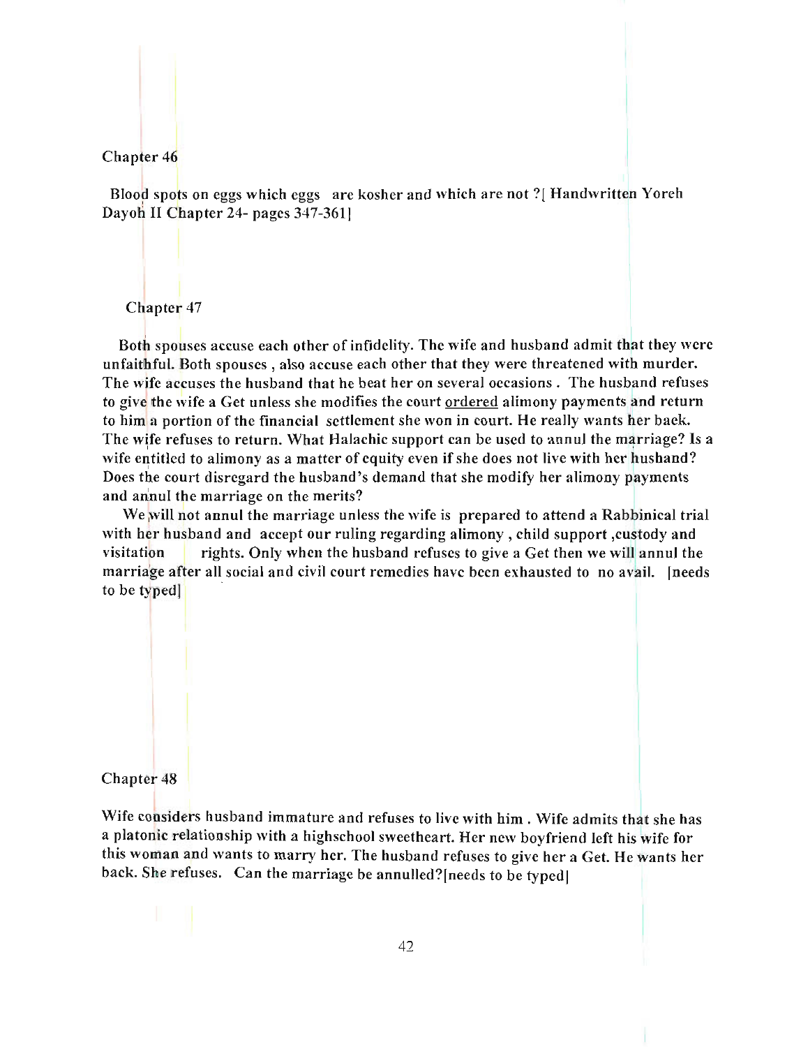## Chapter 46

Blood spots on eggs which eggs are kosher and which are not ?[ Handwritten Yoreh Dayoh II Chapter 24- pages 347-361]

## Chapter 47

Both spouses accuse each other of infidelity. The wife and husband admit that they were unfaithful. Both spouses , also accuse each other that they were threatened with murder. The wife accuses the husband that he beat her on several occasions . The husband refuses to give the wife a Get unless she modifies the court ordered alimony payments and return to him a portion of the financial settlement she won in court. He really wants her back. The wife refuses to return. What Halachic support can be used to annul the marriage? Is a wife entitled to alimony as a matter of equity even if she does not live with her husband? Does the court disregard the husband's demand that she modify her alimony payments and annul the marriage on the merits?

We will not annul the marriage unless the wife is prepared to attend a Rabbinical trial with her husband and accept our ruling regarding alimony , child support ,custody and visitation rights. Only when the husband refuses to give a Get then we will annul the marriage after all social and civil court remedies have been exhausted to no avail. [needs to be typed]

## Chapter 48

Wife considers husband immature and refuses to live with him . Wife admits that she has a platonic relationship with a highschool sweetheart. Her new boyfriend left his wife for this woman and wants to marry her. The husband refuses to give her a Get. He wants her back. She refuses. Can the marriage be annulled?[needs to be typed]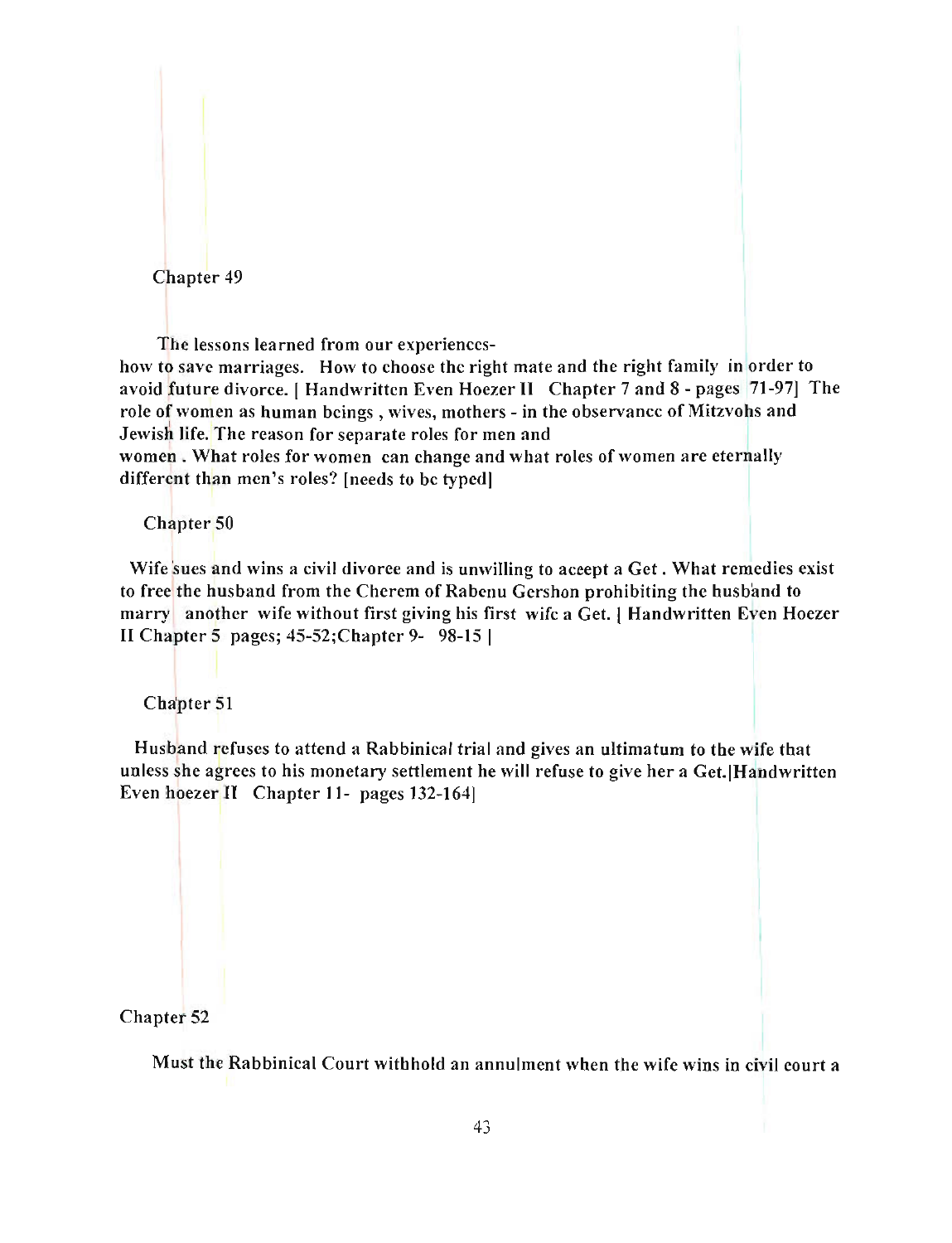Chapter 49

The lessons learned from our experiences- how to save marriages. How to choose the right mate and the right family in order to avoid future divorce. [ Handwritten Even Hoezer II Chapter 7 and 8 - pages 71-97] The role of women as human beings , wives, mothers - in the observance of Mitzvohs and Jewish life. The reason for separate roles for men and women . What roles for women can change and what roles of women are eternally different than men's roles? [needs to be typed]

Chapter 50

Wife sues and wins a civil divorce and is unwilling to accept a Get . What remedies exist to free the husband from the Cherem of Rabenu Gershon prohibiting the husband to marry another wife without first giving his first wife a Get. [ Handwritten Even Hoezer II Chapter 5 pages; 45-52;Chapter 9- 98-15 ]

Chapter 51

Husband refuses to attend a Rabbinical trial and gives an ultimatum to the wife that unless she agrees to his monetary settlement he will refuse to give her a Get.[Handwritten Even hoezer II Chapter 11- pages 132-164]

Chapter 52

Must the Rabbinical Court withhold an annulment when the wife wins in civil court a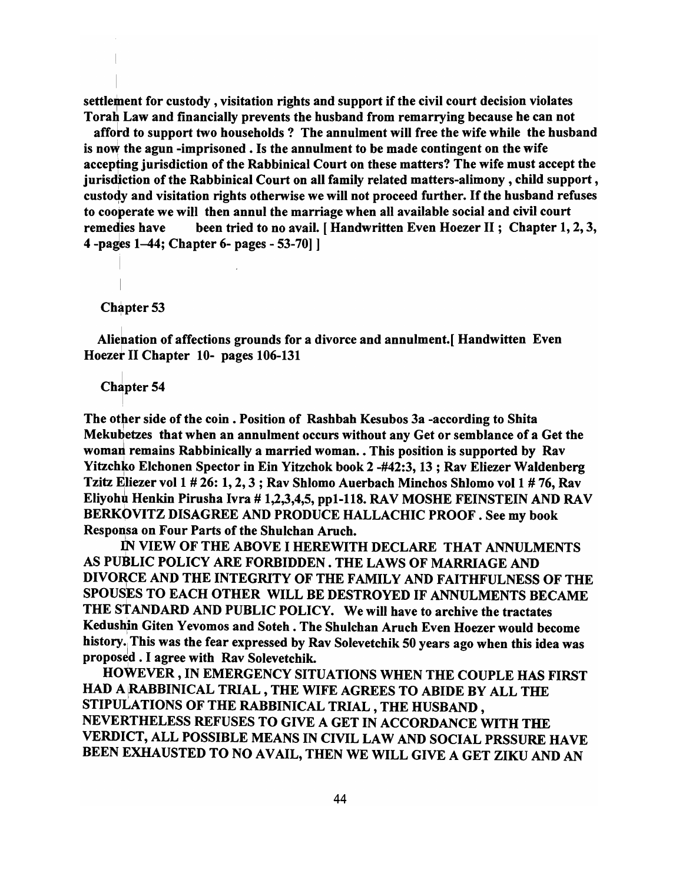**settlement for custody , visitation rights and support if the civil court decision violates Torah Law and financially prevents the husband from remarrying because he can not afford to support two households ? The annulment will free the wife while the husband is now the agun -imprisoned . Is the annulment to be made contingent on the wife accepting jurisdiction of the Rabbinical Court on these matters? The wife must accept the jurisdiction of the Rabbinical Court on all family related matters-alimony , child support , custody and visitation rights otherwise we will not proceed further. If the husband refuses to cooperate we will then annul the marriage when all available social and civil court remedies have been tried to no avail. [ Handwritten Even Hoezer II ; Chapter 1, 2, 3, 4 -pages 1–44; Chapter 6- pages - 53-70] ]**

## Chapter 53

**Alienation of affections grounds for a divorce and annulment.[ Handwitten Even Hoezer II Chapter 10- pages 106-131**

## Chapter 54

**The other side of the coin . Position of Rashbah Kesubos 3a -according to Shita Mekubetzes that when an annulment occurs without any Get or semblance of a Get the woman remains Rabbinically a married woman. . This position is supported by Rav Yitzchko Elchonen Spector in Ein Yitzchok book 2 -#42:3, 13 ; Rav Eliezer Waldenberg Tzitz Eliezer vol 1 # 26: 1, 2, 3 ; Rav Shlomo Auerbach Minchos Shlomo vol 1 # 76, Rav Eliyohu Henkin Pirusha Ivra # 1,2,3,4,5, pp1-118. RAV MOSHE FEINSTEIN AND RAV BERKOVITZ DISAGREE AND PRODUCE HALLACHIC PROOF . See my book Responsa on Four Parts of the Shulchan Aruch.**

**IN VIEW OF THE ABOVE I HEREWITH DECLARE THAT ANNULMENTS AS PUBLIC POLICY ARE FORBIDDEN . THE LAWS OF MARRIAGE AND DIVORCE AND THE INTEGRITY OF THE FAMILY AND FAITHFULNESS OF THE SPOUSES TO EACH OTHER WILL BE DESTROYED IF ANNULMENTS BECAME THE STANDARD AND PUBLIC POLICY. We will have to archive the tractates Kedushin Giten Yevomos and Soteh . The Shulchan Aruch Even Hoezer would become history. This was the fear expressed by Rav Solevetchik 50 years ago when this idea was proposed . I agree with Rav Solevetchik.**

**HOWEVER , IN EMERGENCY SITUATIONS WHEN THE COUPLE HAS FIRST HAD A RABBINICAL TRIAL , THE WIFE AGREES TO ABIDE BY ALL THE STIPULATIONS OF THE RABBINICAL TRIAL , THE HUSBAND , NEVERTHELESS REFUSES TO GIVE A GET IN ACCORDANCE WITH THE VERDICT, ALL POSSIBLE MEANS IN CIVIL LAW AND SOCIAL PRSSURE HAVE BEEN EXHAUSTED TO NO AVAIL, THEN WE WILL GIVE A GET ZIKU AND AN**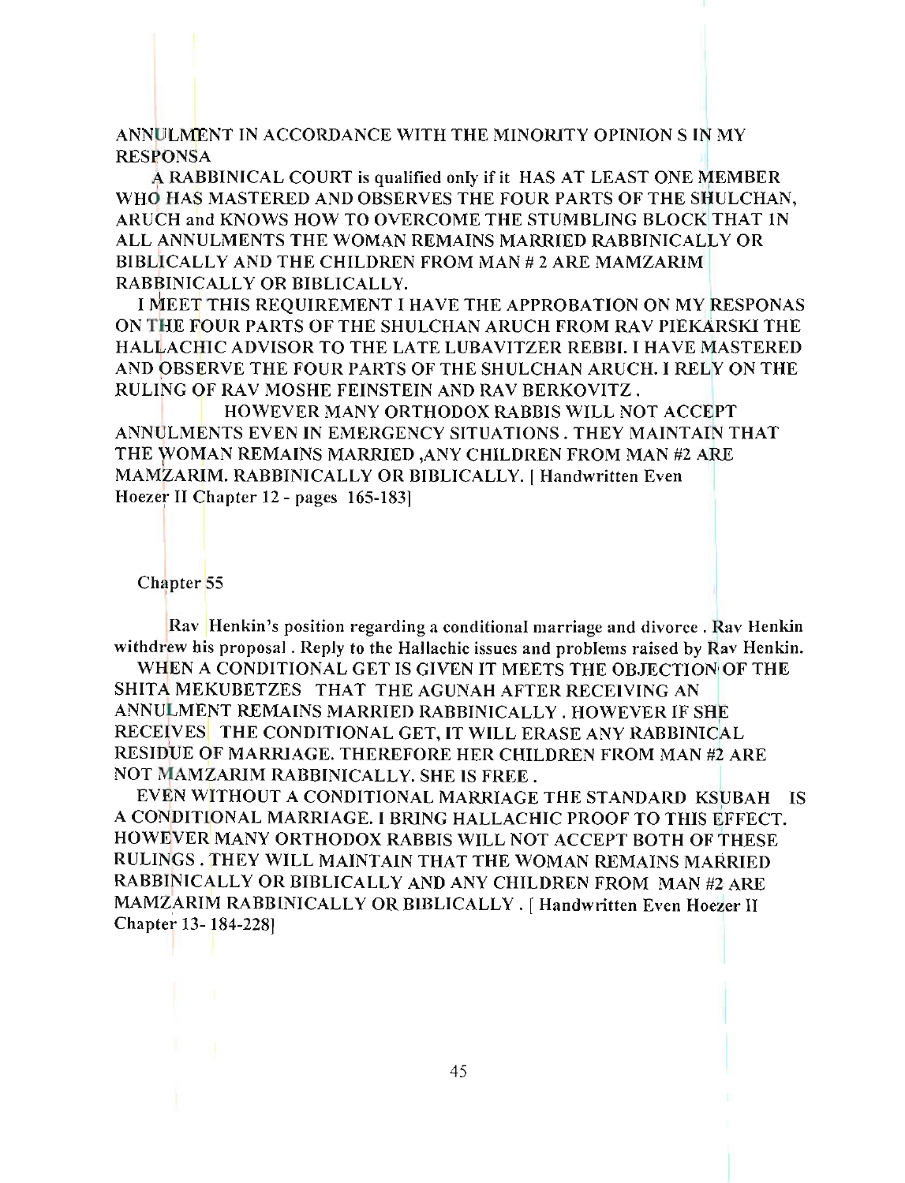ANNULMENT IN ACCORDANCE WITH THE MINORITY OPINION S IN MY RESPONSA

A RABBINICAL COURT is qualified only if it HAS AT LEAST ONE MEMBER WHO HAS MASTERED AND OBSERVES THE FOUR PARTS OF THE SHULCHAN, ARUCH and KNOWS HOW TO OVERCOME THE STUMBLING BLOCK THAT IN ALL ANNULMENTS THE WOMAN REMAINS MARRIED RABBINICALLY OR BIBLICALLY AND THE CHILDREN FROM MAN # 2 ARE MAMZARIM RABBINICALLY OR BIBLICALLY.

I MEET THIS REQUIREMENT I HAVE THE APPROBATION ON MY RESPONAS ON THE FOUR PARTS OF THE SHULCHAN ARUCH FROM RAV PIEKARSKI THE HALLACHIC ADVISOR TO THE LATE LUBAVITZER REBBI. I HAVE MASTERED AND OBSERVE THE FOUR PARTS OF THE SHULCHAN ARUCH. I RELY ON THE RULING OF RAV MOSHE FEINSTEIN AND RAV BERKOVITZ.

HOWEVER MANY ORTHODOX RABBIS WILL NOT ACCEPT ANNULMENTS EVEN IN EMERGENCY SITUATIONS. THEY MAINTAIN THAT THE WOMAN REMAINS MARRIED ,ANY CHILDREN FROM MAN #2 ARE MAMZARIM. RABBINICALLY OR BIBLICALLY. [ Handwritten Even Hoezer II Chapter 12 - pages 165-183]

## Chapter 55

Rav Henkin's position regarding a conditional marriage and divorce. Rav Henkin withdrew his proposal. Reply to the Hallachic issues and problems raised by Rav Henkin.

WHEN A CONDITIONAL GET IS GIVEN IT MEETS THE OBJECTION OF THE SHITA MEKUBETZES THAT THE AGUNAH AFTER RECEIVING AN ANNULMENT REMAINS MARRIED RABBINICALLY. HOWEVER IF SHE RECEIVES THE CONDITIONAL GET, IT WILL ERASE ANY RABBINICAL RESIDUE OF MARRIAGE. THEREFORE HER CHILDREN FROM MAN #2 ARE NOT MAMZARIM RABBINICALLY. SHE IS FREE.

EVEN WITHOUT A CONDITIONAL MARRIAGE THE STANDARD KSUBAH IS A CONDITIONAL MARRIAGE. I BRING HALLACHIC PROOF TO THIS EFFECT. HOWEVER MANY ORTHODOX RABBIS WILL NOT ACCEPT BOTH OF THESE RULINGS. THEY WILL MAINTAIN THAT THE WOMAN REMAINS MARRIED RABBINICALLY OR BIBLICALLY AND ANY CHILDREN FROM MAN #2 ARE MAMZARIM RABBINICALLY OR BIBLICALLY. [ Handwritten Even Hoezer II Chapter 13- 184-228]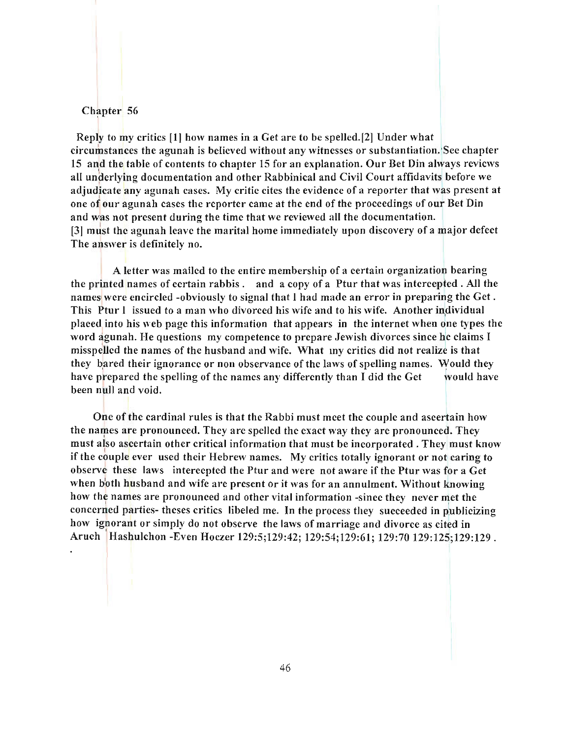## Chapter 56

Reply to my critics [1] how names in a Get are to be spelled.[2] Under what circumstances the agunah is believed without any witnesses or substantiation. See chapter 15 and the table of contents to chapter 15 for an explanation. Our Bet Din always reviews all underlying documentation and other Rabbinical and Civil Court affidavits before we adjudicate any agunah cases. My critic cites the evidence of a reporter that was present at one of our agunah cases the reporter came at the end of the proceedings of our Bet Din and was not present during the time that we reviewed all the documentation.
[3] must the agunah leave the marital home immediately upon discovery of a major defect The answer is definitely no.

A letter was mailed to the entire membership of a certain organization bearing the printed names of certain rabbis . and a copy of a Ptur that was intercepted . All the names were encircled -obviously to signal that I had made an error in preparing the Get . This Ptur I issued to a man who divorced his wife and to his wife. Another individual placed into his web page this information that appears in the internet when one types the word agunah. He questions my competence to prepare Jewish divorces since he claims I misspelled the names of the husband and wife. What my critics did not realize is that they bared their ignorance or non observance of the laws of spelling names. Would they have prepared the spelling of the names any differently than I did the Get would have been null and void.

One of the cardinal rules is that the Rabbi must meet the couple and ascertain how the names are pronounced. They are spelled the exact way they are pronounced. They must also ascertain other critical information that must be incorporated . They must know if the couple ever used their Hebrew names. My critics totally ignorant or not caring to observe these laws intercepted the Ptur and were not aware if the Ptur was for a Get when both husband and wife are present or it was for an annulment. Without knowing how the names are pronounced and other vital information -since they never met the concerned parties- theses critics libeled me. In the process they succeeded in publicizing how ignorant or simply do not observe the laws of marriage and divorce as cited in Aruch Hashulchon -Even Hoezer 129:5;129:42; 129:54;129:61; 129:70 129:125;129:129 .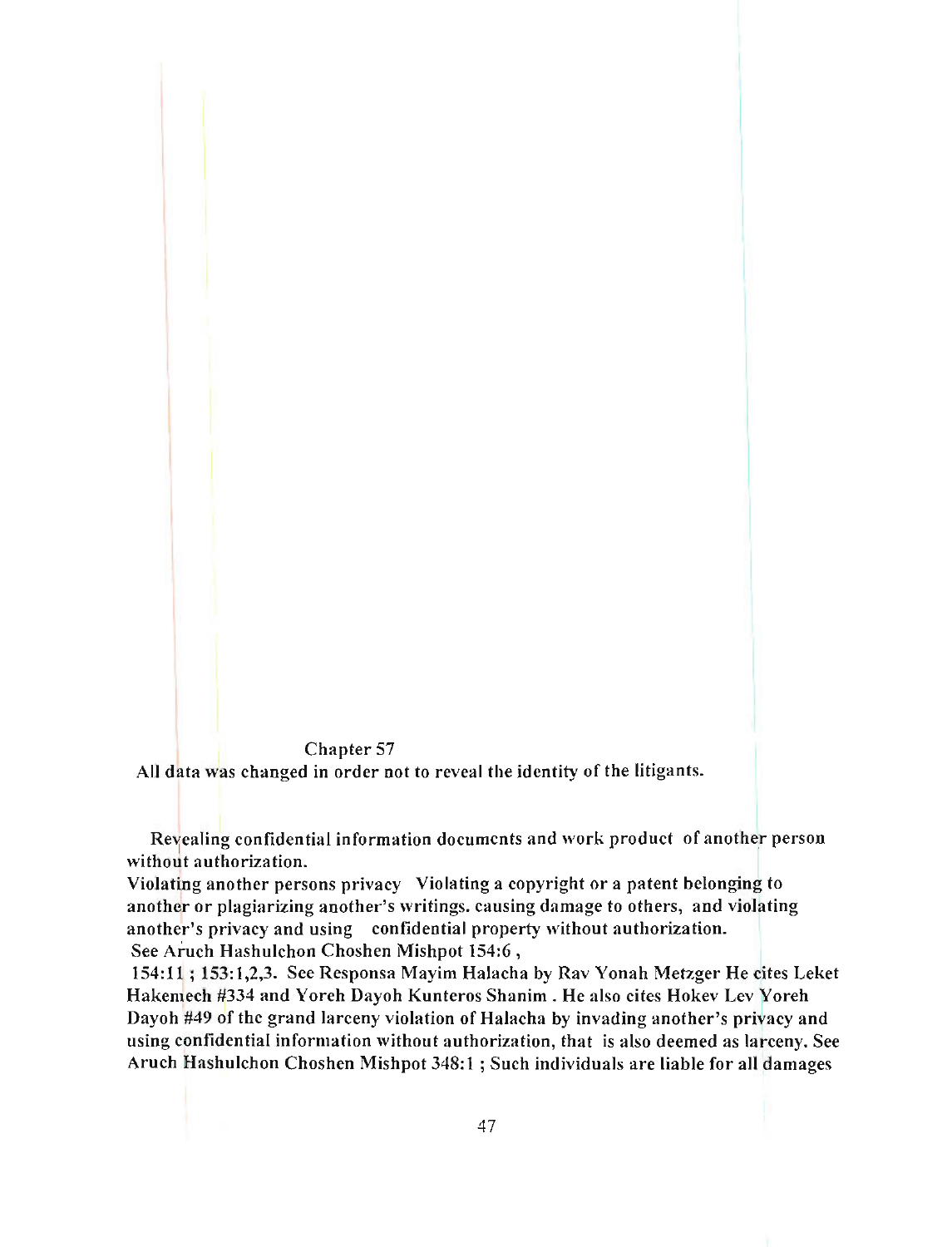## Chapter 57

All data was changed in order not to reveal the identity of the litigants.

Revealing confidential information documents and work product of another person without authorization.

Violating another persons privacy Violating a copyright or a patent belonging to another or plagiarizing another's writings. causing damage to others, and violating another's privacy and using confidential property without authorization.

See Aruch Hashulchon Choshen Mishpot 154:6 , 154:11 ; 153:1,2,3. See Responsa Mayim Halacha by Rav Yonah Metzger He cites Leket Hakemech #334 and Yoreh Dayoh Kunteros Shanim . He also cites Hokev Lev Yoreh Dayoh #49 of the grand larceny violation of Halacha by invading another's privacy and using confidential information without authorization, that is also deemed as larceny. See Aruch Hashulchon Choshen Mishpot 348:1 ; Such individuals are liable for all damages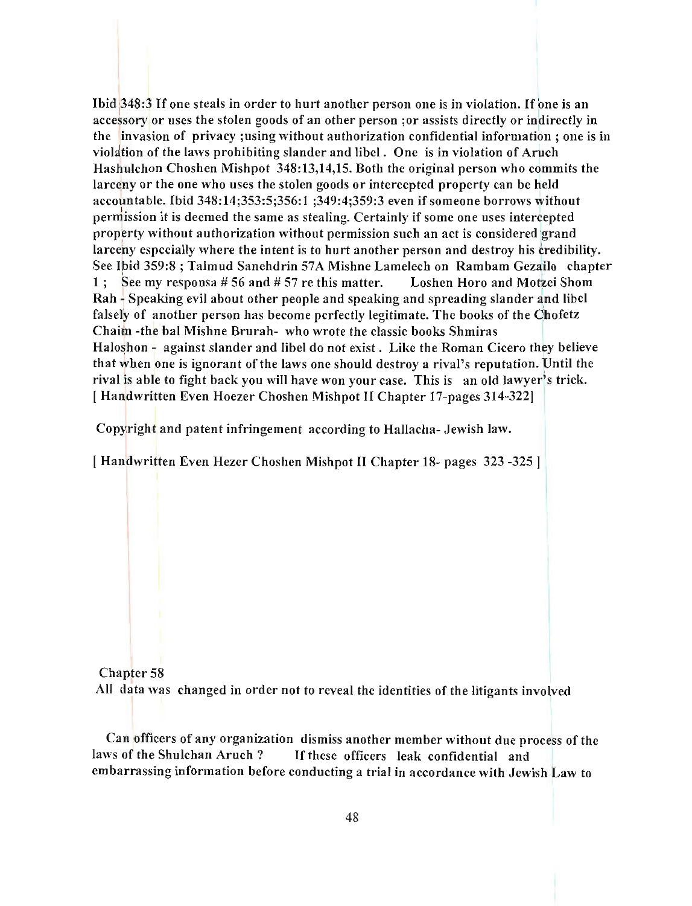Ibid 348:3 If one steals in order to hurt another person one is in violation. If one is an accessory or uses the stolen goods of an other person ;or assists directly or indirectly in the invasion of privacy ;using without authorization confidential information ; one is in violation of the laws prohibiting slander and libel . One is in violation of Aruch Hashulchon Choshen Mishpot 348:13,14,15. Both the original person who commits the larceny or the one who uses the stolen goods or intercepted property can be held accountable. Ibid 348:14;353:5;356:1 ;349:4;359:3 even if someone borrows without permission it is deemed the same as stealing. Certainly if some one uses intercepted property without authorization without permission such an act is considered grand larceny especially where the intent is to hurt another person and destroy his credibility. See Ibid 359:8 ; Talmud Sanehdrin 57A Mishne Lamelech on Rambam Gezailo chapter 1 ; See my responsa # 56 and # 57 re this matter. Loshen Horo and Motzei Shom Rah - Speaking evil about other people and speaking and spreading slander and libel falsely of another person has become perfectly legitimate. The books of the Chofetz Chaim -the bal Mishne Brurah- who wrote the classic books Shmiras Haloshon - against slander and libel do not exist . Like the Roman Cicero they believe that when one is ignorant of the laws one should destroy a rival's reputation. Until the rival is able to fight back you will have won your case. This is an old lawyer's trick. [ Handwritten Even Hoezer Choshen Mishpot II Chapter 17-pages 314-322]

Copyright and patent infringement according to Hallacha- Jewish law.

[ Handwritten Even Hezer Choshen Mishpot II Chapter 18- pages 323 -325 ]

Chapter 58

All data was changed in order not to reveal the identities of the litigants involved

Can officers of any organization dismiss another member without due process of the laws of the Shulchan Aruch ? If these officers leak confidential and embarrassing information before conducting a trial in accordance with Jewish Law to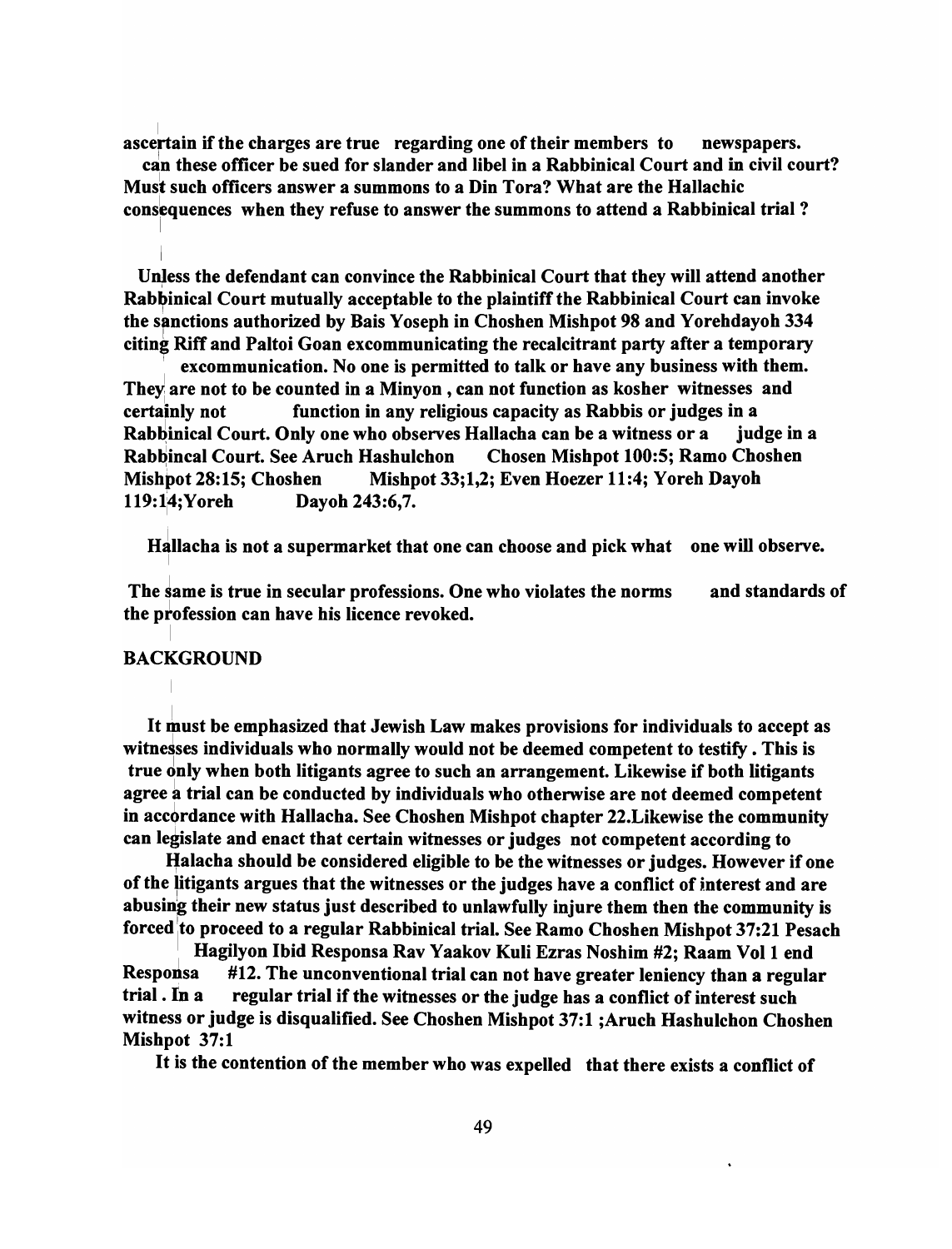**ascertain if the charges are true regarding one of their members to newspapers. can these officer be sued for slander and libel in a Rabbinical Court and in civil court? Must such officers answer a summons to a Din Tora? What are the Hallachic consequences when they refuse to answer the summons to attend a Rabbinical trial ?**

**Unless the defendant can convince the Rabbinical Court that they will attend another Rabbinical Court mutually acceptable to the plaintiff the Rabbinical Court can invoke the sanctions authorized by Bais Yoseph in Choshen Mishpot 98 and Yorehdayoh 334 citing Riff and Paltoi Goan excommunicating the recalcitrant party after a temporary excommunication. No one is permitted to talk or have any business with them. They are not to be counted in a Minyon , can not function as kosher witnesses and certainly not function in any religious capacity as Rabbis or judges in a Rabbinical Court. Only one who observes Hallacha can be a witness or a judge in a Rabbincal Court. See Aruch Hashulchon Chosen Mishpot 100:5; Ramo Choshen Mishpot 28:15; Choshen Mishpot 33;1,2; Even Hoezer 11:4; Yoreh Dayoh 119:14;Yoreh Dayoh 243:6,7.**

**Hallacha is not a supermarket that one can choose and pick what one will observe.**

**The same is true in secular professions. One who violates the norms and standards of the profession can have his licence revoked.**

## BACKGROUND

**It must be emphasized that Jewish Law makes provisions for individuals to accept as witnesses individuals who normally would not be deemed competent to testify . This is true only when both litigants agree to such an arrangement. Likewise if both litigants agree a trial can be conducted by individuals who otherwise are not deemed competent in accordance with Hallacha. See Choshen Mishpot chapter 22.Likewise the community can legislate and enact that certain witnesses or judges not competent according to Halacha should be considered eligible to be the witnesses or judges. However if one of the litigants argues that the witnesses or the judges have a conflict of interest and are abusing their new status just described to unlawfully injure them then the community is forced to proceed to a regular Rabbinical trial. See Ramo Choshen Mishpot 37:21 Pesach Hagilyon Ibid Responsa Rav Yaakov Kuli Ezras Noshim #2; Raam Vol 1 end Responsa #12. The unconventional trial can not have greater leniency than a regular trial . In a regular trial if the witnesses or the judge has a conflict of interest such witness or judge is disqualified. See Choshen Mishpot 37:1 ;Aruch Hashulchon Choshen Mishpot 37:1**

**It is the contention of the member who was expelled that there exists a conflict of**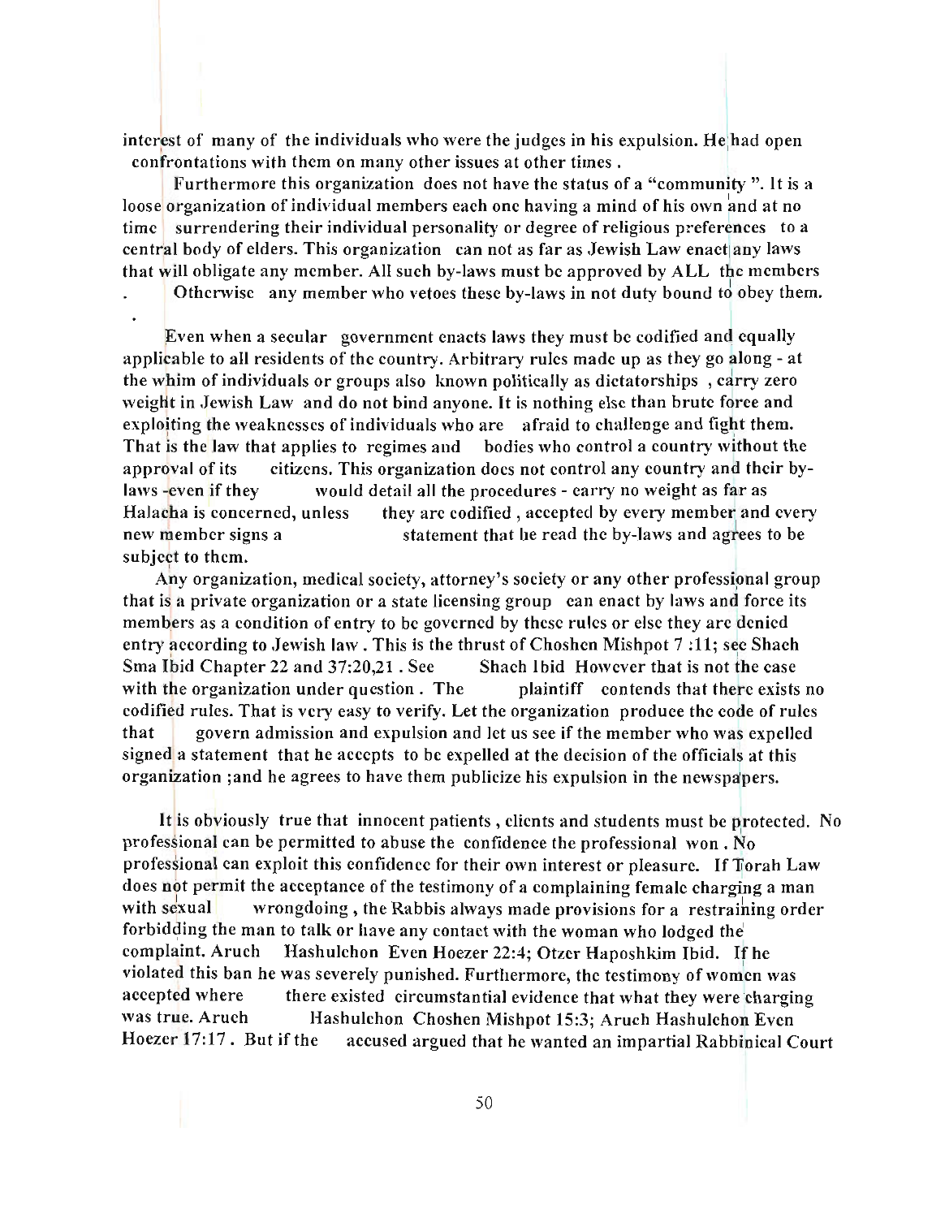interest of many of the individuals who were the judges in his expulsion. He had open confrontations with them on many other issues at other times .

Furthermore this organization does not have the status of a "community ". It is a loose organization of individual members each one having a mind of his own and at no time surrendering their individual personality or degree of religious preferences to a central body of elders. This organization can not as far as Jewish Law enact any laws that will obligate any member. All such by-laws must be approved by ALL the members . Otherwise any member who vetoes these by-laws in not duty bound to obey them.

Even when a secular government enacts laws they must be codified and equally applicable to all residents of the country. Arbitrary rules made up as they go along - at the whim of individuals or groups also known politically as dictatorships , carry zero weight in Jewish Law and do not bind anyone. It is nothing else than brute force and exploiting the weaknesses of individuals who are afraid to challenge and fight them. That is the law that applies to regimes and bodies who control a country without the approval of its citizens. This organization does not control any country and their by-laws -even if they would detail all the procedures - carry no weight as far as Halacha is concerned, unless they are codified , accepted by every member and every new member signs a statement that he read the by-laws and agrees to be subject to them.

Any organization, medical society, attorney's society or any other professional group that is a private organization or a state licensing group can enact by laws and force its members as a condition of entry to be governed by these rules or else they are denied entry according to Jewish law . This is the thrust of Choshen Mishpot 7 :11; see Shach Sma Ibid Chapter 22 and 37:20,21 . See Shach Ibid However that is not the case with the organization under question . The plaintiff contends that there exists no codified rules. That is very easy to verify. Let the organization produce the code of rules that govern admission and expulsion and let us see if the member who was expelled signed a statement that he accepts to be expelled at the decision of the officials at this organization ;and he agrees to have them publicize his expulsion in the newspapers.

It is obviously true that innocent patients , clients and students must be protected. No professional can be permitted to abuse the confidence the professional won . No professional can exploit this confidence for their own interest or pleasure. If Torah Law does not permit the acceptance of the testimony of a complaining female charging a man with sexual wrongdoing , the Rabbis always made provisions for a restraining order forbidding the man to talk or have any contact with the woman who lodged the complaint. Aruch Hashulchon Even Hoezer 22:4; Otzer Haposhkim Ibid. If he violated this ban he was severely punished. Furthermore, the testimony of women was accepted where there existed circumstantial evidence that what they were charging was true. Aruch Hashulchon Choshen Mishpot 15:3; Aruch Hashulchon Even Hoezer 17:17 . But if the accused argued that he wanted an impartial Rabbinical Court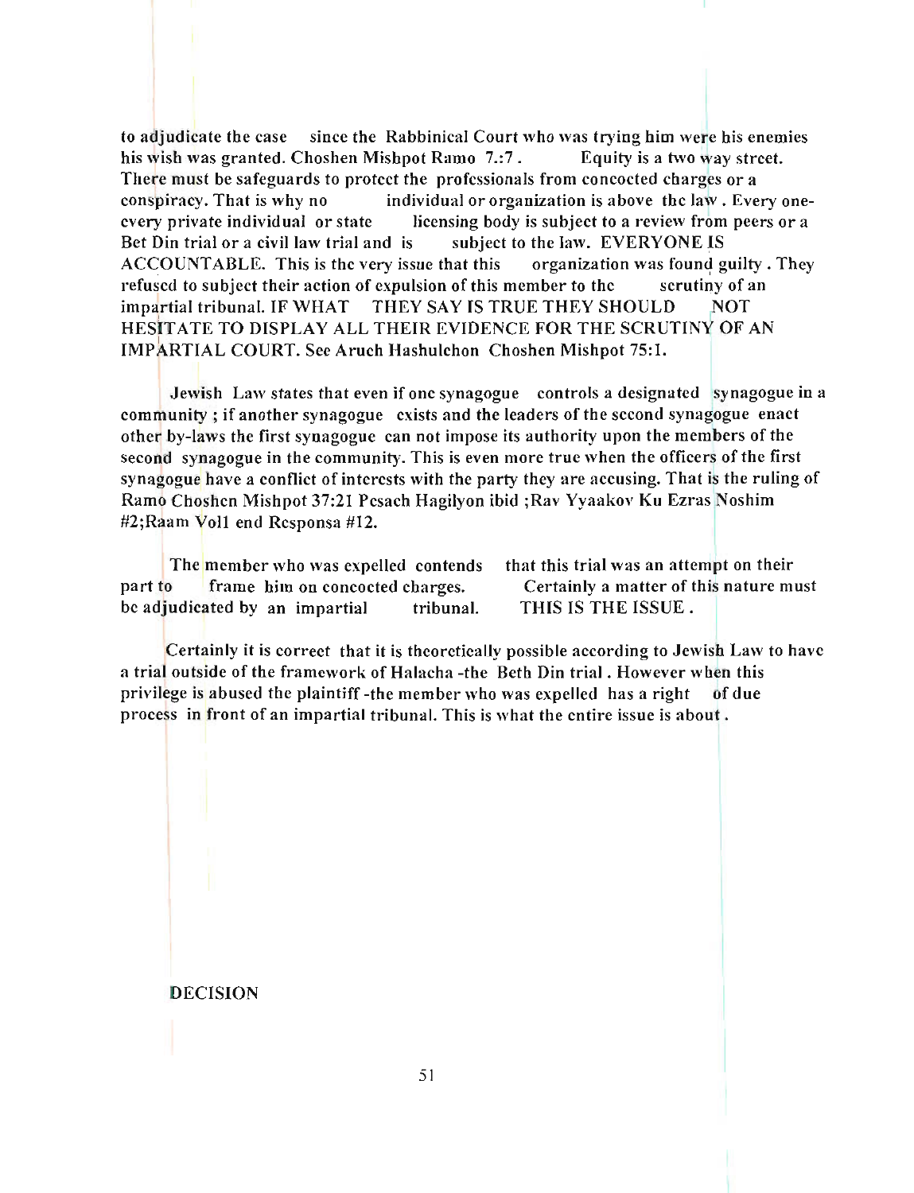to adjudicate the case since the Rabbinical Court who was trying him were his enemies his wish was granted. Choshen Mishpot Ramo 7.:7 . Equity is a two way street. There must be safeguards to protect the professionals from concocted charges or a conspiracy. That is why no individual or organization is above the law . Every one- every private individual or state licensing body is subject to a review from peers or a Bet Din trial or a civil law trial and is subject to the law. EVERYONE IS ACCOUNTABLE. This is the very issue that this organization was found guilty . They refused to subject their action of expulsion of this member to the scrutiny of an impartial tribunal. IF WHAT THEY SAY IS TRUE THEY SHOULD NOT HESITATE TO DISPLAY ALL THEIR EVIDENCE FOR THE SCRUTINY OF AN IMPARTIAL COURT. See Aruch Hashulchon Choshen Mishpot 75:1.

Jewish Law states that even if one synagogue controls a designated synagogue in a community ; if another synagogue exists and the leaders of the second synagogue enact other by-laws the first synagogue can not impose its authority upon the members of the second synagogue in the community. This is even more true when the officers of the first synagogue have a conflict of interests with the party they are accusing. That is the ruling of Ramo Choshen Mishpot 37:21 Pesach Hagilyon ibid ;Rav Yyaakov Ku Ezras Noshim #2;Raam Vol1 end Responsa #12.

The member who was expelled contends that this trial was an attempt on their part to frame him on concocted charges. Certainly a matter of this nature must be adjudicated by an impartial tribunal. THIS IS THE ISSUE .

Certainly it is correct that it is theoretically possible according to Jewish Law to have a trial outside of the framework of Halacha -the Beth Din trial . However when this privilege is abused the plaintiff -the member who was expelled has a right of due process in front of an impartial tribunal. This is what the entire issue is about .

DECISION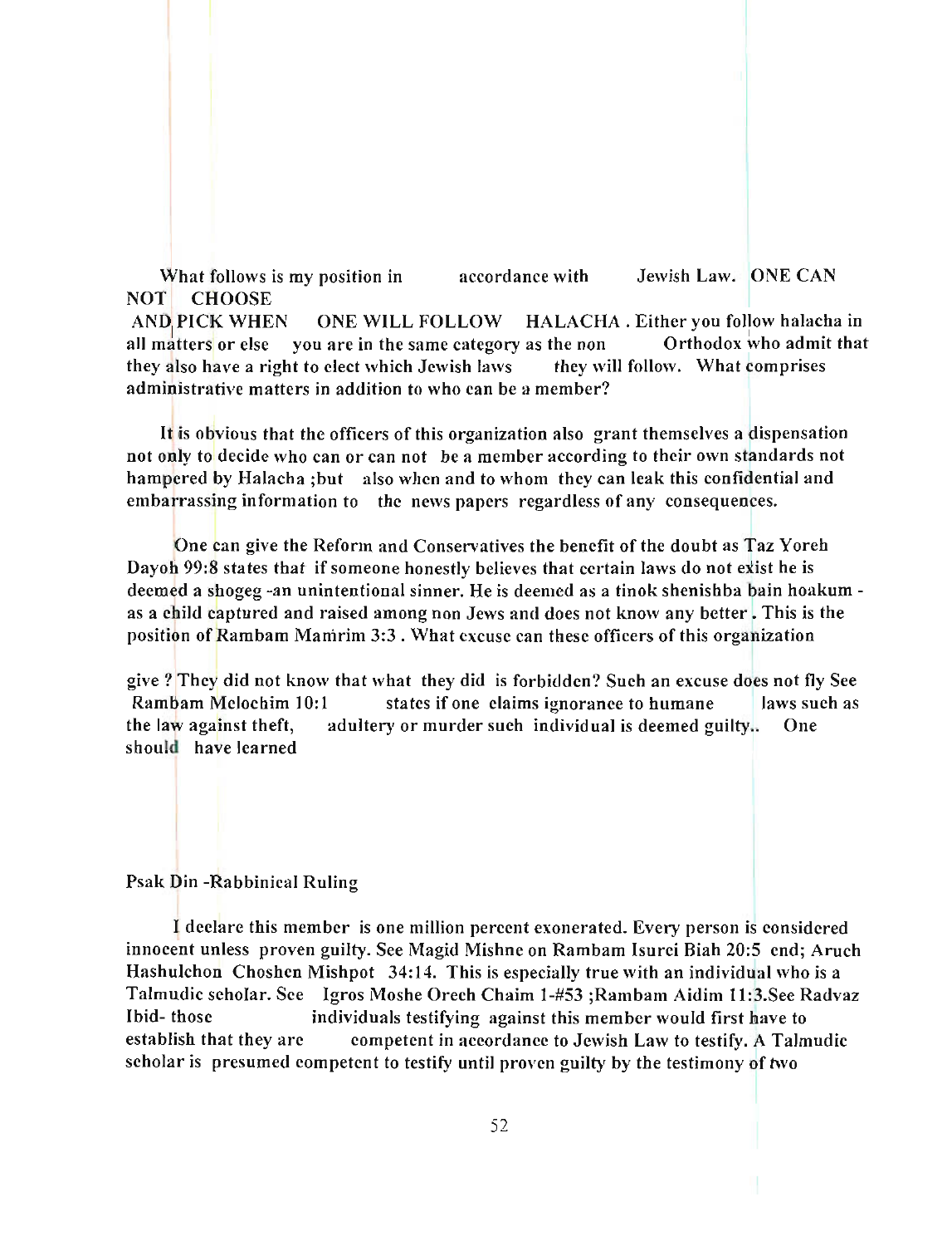What follows is my position in accordance with Jewish Law. ONE CAN NOT CHOOSE AND PICK WHEN ONE WILL FOLLOW HALACHA . Either you follow halacha in all matters or else you are in the same category as the non Orthodox who admit that they also have a right to elect which Jewish laws they will follow. What comprises administrative matters in addition to who can be a member?

It is obvious that the officers of this organization also grant themselves a dispensation not only to decide who can or can not be a member according to their own standards not hampered by Halacha ;but also when and to whom they can leak this confidential and embarrassing information to the news papers regardless of any consequences.

One can give the Reform and Conservatives the benefit of the doubt as Taz Yoreh Dayoh 99:8 states that if someone honestly believes that certain laws do not exist he is deemed a shogeg -an unintentional sinner. He is deemed as a tinok shenishba bain hoakum - as a child captured and raised among non Jews and does not know any better . This is the position of Rambam Mamrim 3:3 . What excuse can these officers of this organization give ? They did not know that what they did is forbidden? Such an excuse does not fly See Rambam Melochim 10:1 states if one claims ignorance to humane laws such as the law against theft, adultery or murder such individual is deemed guilty.. One should have learned

Psak Din -Rabbinical Ruling

I declare this member is one million percent exonerated. Every person is considered innocent unless proven guilty. See Magid Mishne on Rambam Isurei Biah 20:5 end; Aruch Hashulchon Choshen Mishpot 34:14. This is especially true with an individual who is a Talmudic scholar. See Igros Moshe Orech Chaim 1-#53 ;Rambam Aidim 11:3.See Radvaz Ibid- those individuals testifying against this member would first have to establish that they are competent in accordance to Jewish Law to testify. A Talmudic scholar is presumed competent to testify until proven guilty by the testimony of two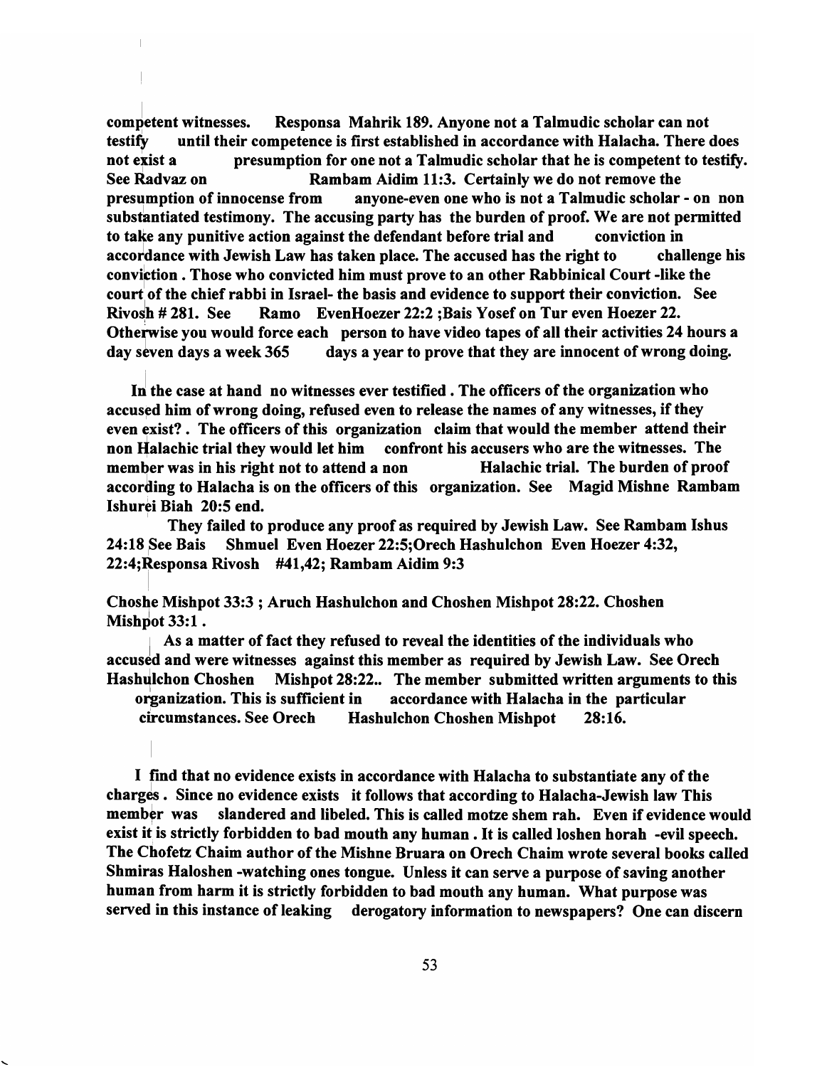**competent witnesses. Responsa Mahrik 189. Anyone not a Talmudic scholar can not testify until their competence is first established in accordance with Halacha. There does not exist a presumption for one not a Talmudic scholar that he is competent to testify. See Radvaz on Rambam Aidim 11:3. Certainly we do not remove the presumption of innocense from anyone-even one who is not a Talmudic scholar - on non substantiated testimony. The accusing party has the burden of proof. We are not permitted to take any punitive action against the defendant before trial and conviction in accordance with Jewish Law has taken place. The accused has the right to challenge his conviction . Those who convicted him must prove to an other Rabbinical Court -like the court of the chief rabbi in Israel- the basis and evidence to support their conviction. See Rivosh # 281. See Ramo EvenHoezer 22:2 ;Bais Yosef on Tur even Hoezer 22. Otherwise you would force each person to have video tapes of all their activities 24 hours a day seven days a week 365 days a year to prove that they are innocent of wrong doing.**

**In the case at hand no witnesses ever testified . The officers of the organization who accused him of wrong doing, refused even to release the names of any witnesses, if they even exist? . The officers of this organization claim that would the member attend their non Halachic trial they would let him confront his accusers who are the witnesses. The member was in his right not to attend a non Halachic trial. The burden of proof according to Halacha is on the officers of this organization. See Magid Mishne Rambam Ishurei Biah 20:5 end.**

**They failed to produce any proof as required by Jewish Law. See Rambam Ishus 24:18 See Bais Shmuel Even Hoezer 22:5;Orech Hashulchon Even Hoezer 4:32, 22:4;Responsa Rivosh #41,42; Rambam Aidim 9:3**

**Choshe Mishpot 33:3 ; Aruch Hashulchon and Choshen Mishpot 28:22. Choshen Mishpot 33:1 .**

**As a matter of fact they refused to reveal the identities of the individuals who accused and were witnesses against this member as required by Jewish Law. See Orech Hashulchon Choshen Mishpot 28:22.. The member submitted written arguments to this organization. This is sufficient in accordance with Halacha in the particular circumstances. See Orech Hashulchon Choshen Mishpot 28:16.**

**I find that no evidence exists in accordance with Halacha to substantiate any of the charges . Since no evidence exists it follows that according to Halacha-Jewish law This member was slandered and libeled. This is called motze shem rah. Even if evidence would exist it is strictly forbidden to bad mouth any human . It is called loshen horah -evil speech. The Chofetz Chaim author of the Mishne Bruara on Orech Chaim wrote several books called Shmiras Haloshen -watching ones tongue. Unless it can serve a purpose of saving another human from harm it is strictly forbidden to bad mouth any human. What purpose was served in this instance of leaking derogatory information to newspapers? One can discern**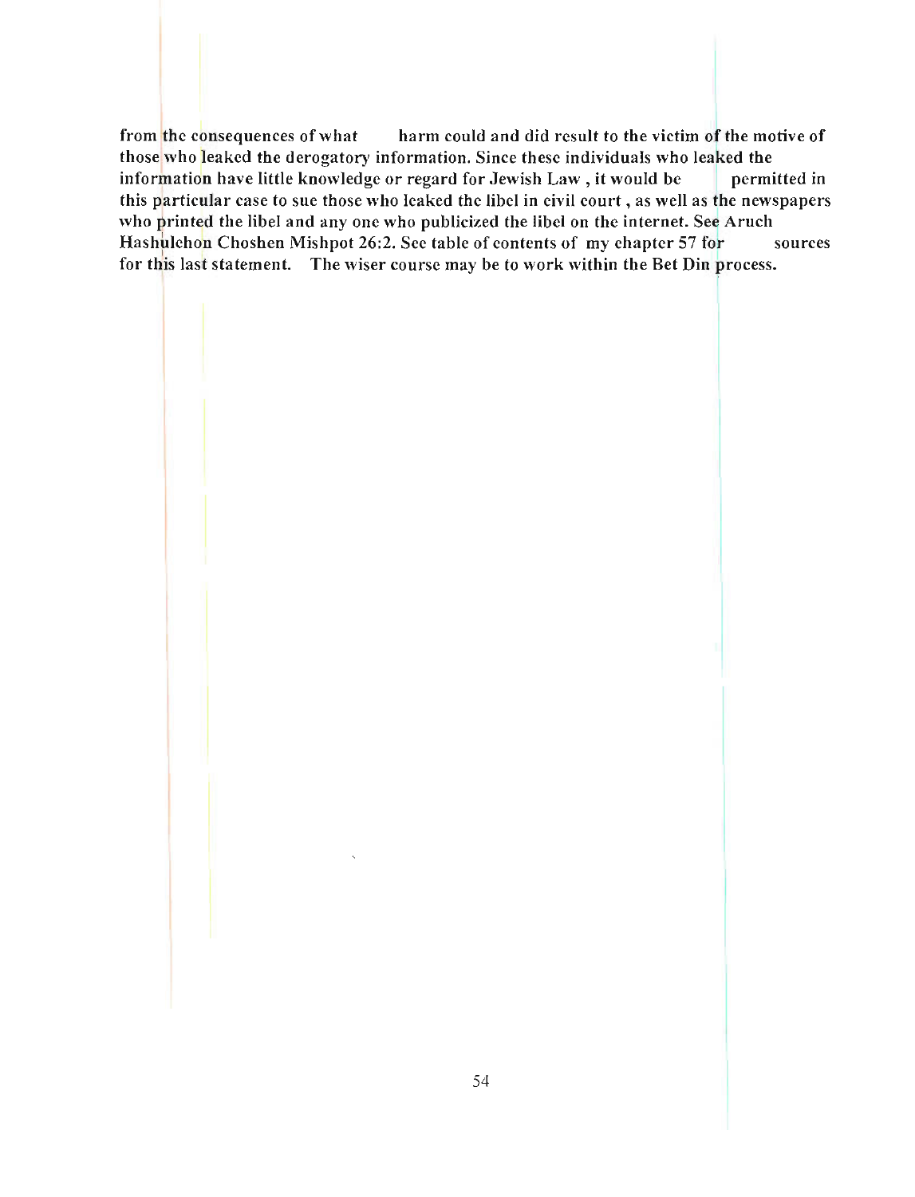from the consequences of what harm could and did result to the victim of the motive of those who leaked the derogatory information. Since these individuals who leaked the information have little knowledge or regard for Jewish Law , it would be permitted in this particular case to sue those who leaked the libel in civil court , as well as the newspapers who printed the libel and any one who publicized the libel on the internet. See Aruch Hashulchon Choshen Mishpot 26:2. See table of contents of my chapter 57 for sources for this last statement. The wiser course may be to work within the Bet Din process.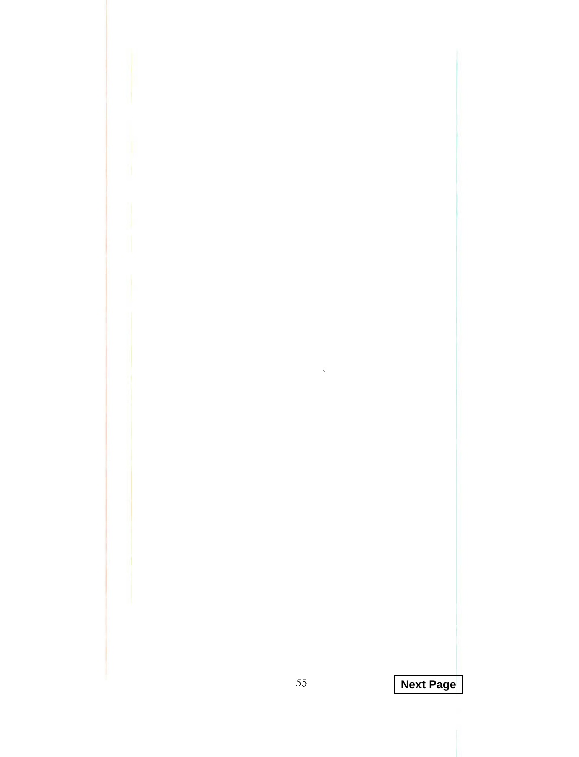Next Page